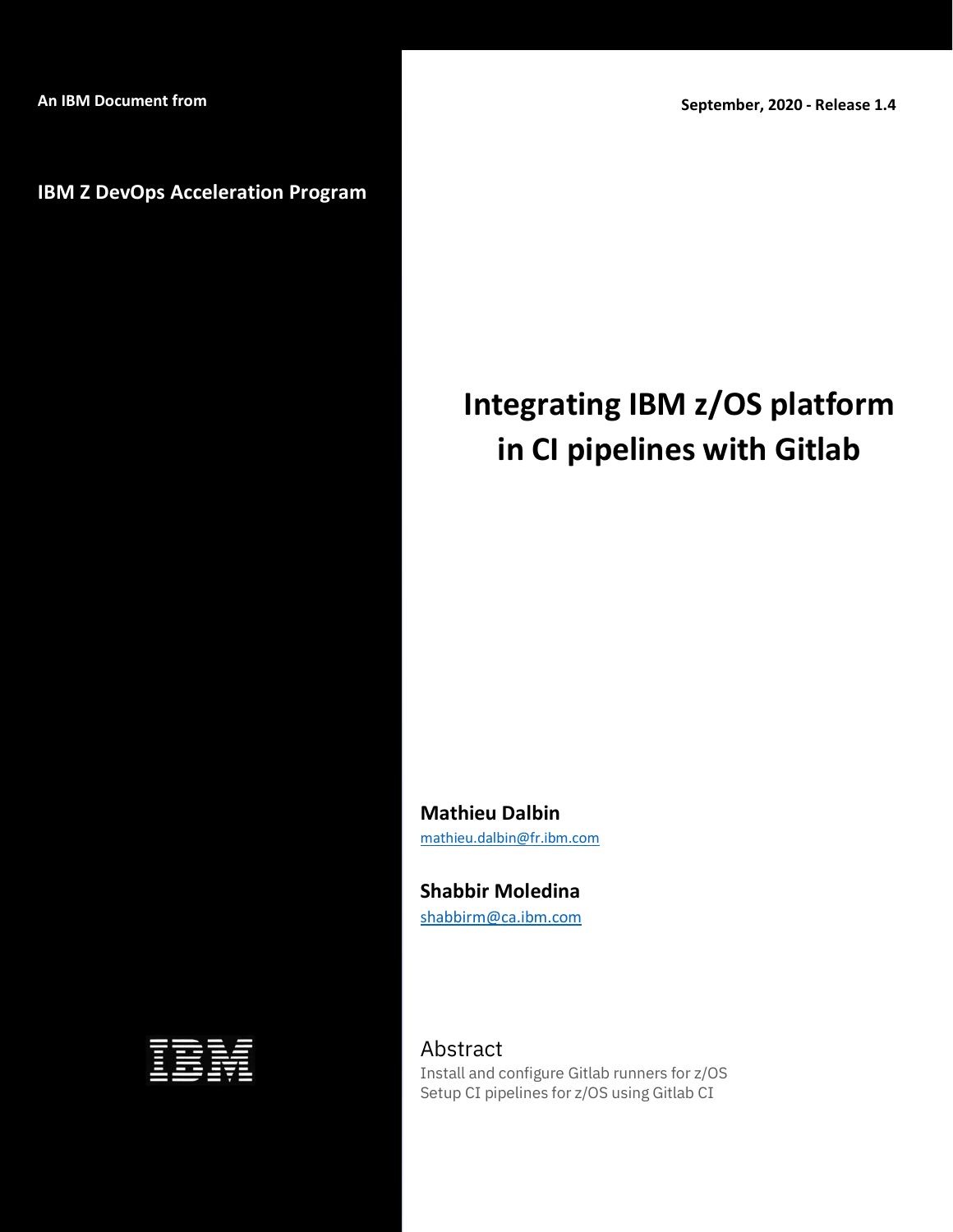An IBM Document from

**IBM Z DevOps Acceleration Program**

**September, 2020 - Release 1.4**

# Integrating IBM z/OS platform in CI pipelines with Gitlab

**Mathieu Dalbin**
mathieu.dalbin@fr.ibm.com

**Shabbir Moledina**
shabbirm@ca.ibm.com

## Abstract

Install and configure Gitlab runners for z/OS
Setup CI pipelines for z/OS using Gitlab CI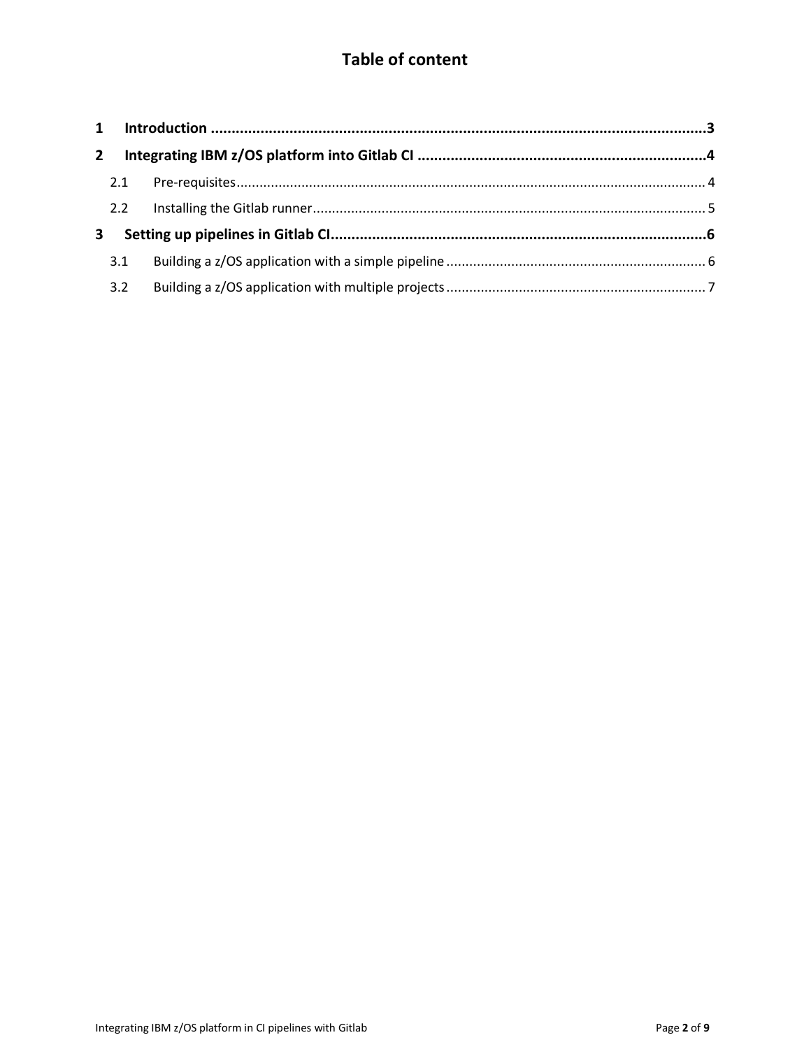# Table of content

**1 Introduction .......................................................................................................... 3**

**2 Integrating IBM z/OS platform into Gitlab CI ........................................................ 4**

2.1 Pre-requisites ........................................................................................................ 4

2.2 Installing the Gitlab runner .................................................................................... 5

**3 Setting up pipelines in Gitlab CI ............................................................................ 6**

3.1 Building a z/OS application with a simple pipeline ................................................... 6

3.2 Building a z/OS application with multiple projects ................................................... 7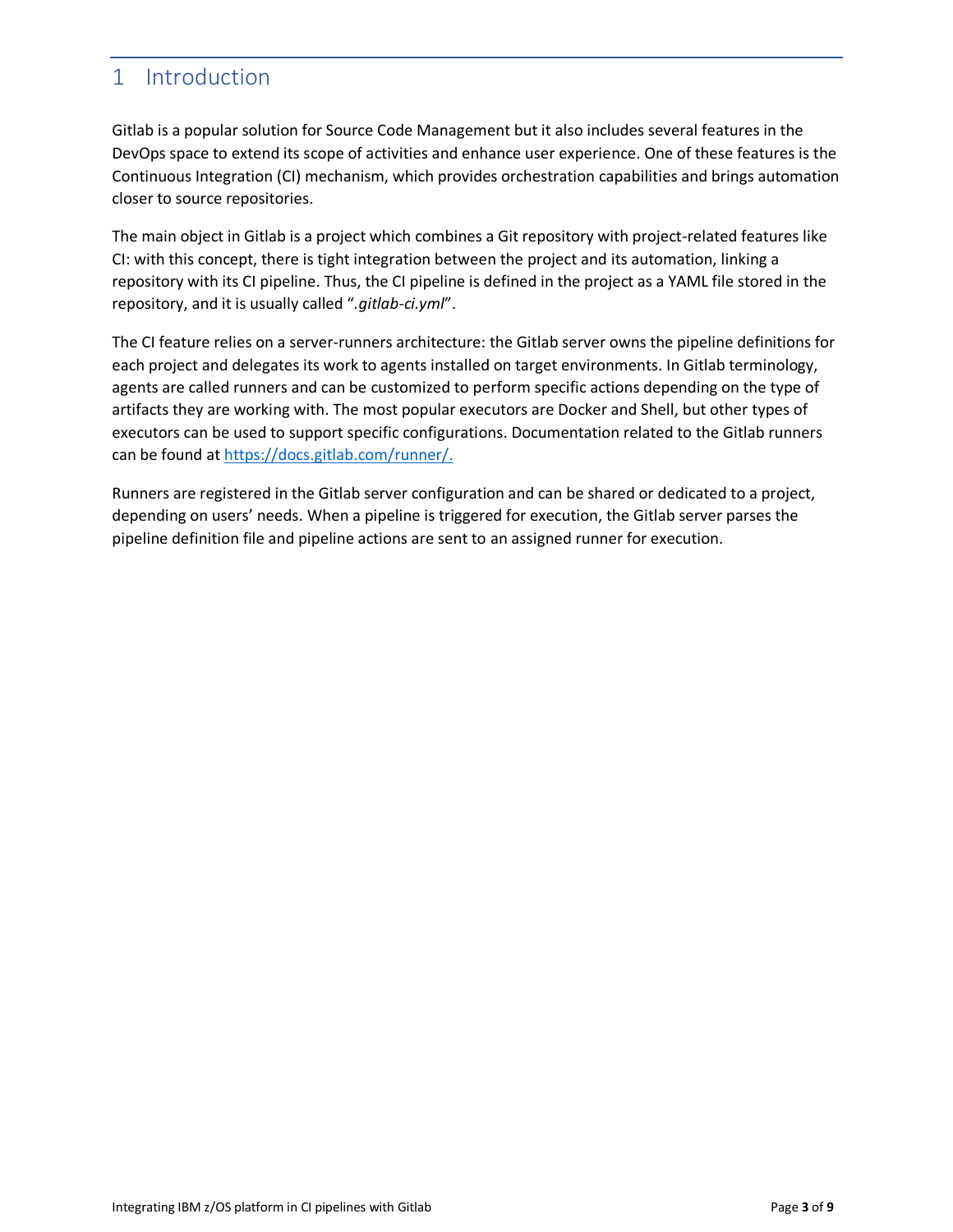# 1 Introduction

Gitlab is a popular solution for Source Code Management but it also includes several features in the DevOps space to extend its scope of activities and enhance user experience. One of these features is the Continuous Integration (CI) mechanism, which provides orchestration capabilities and brings automation closer to source repositories.

The main object in Gitlab is a project which combines a Git repository with project-related features like CI: with this concept, there is tight integration between the project and its automation, linking a repository with its CI pipeline. Thus, the CI pipeline is defined in the project as a YAML file stored in the repository, and it is usually called "*.gitlab-ci.yml*".

The CI feature relies on a server-runners architecture: the Gitlab server owns the pipeline definitions for each project and delegates its work to agents installed on target environments. In Gitlab terminology, agents are called runners and can be customized to perform specific actions depending on the type of artifacts they are working with. The most popular executors are Docker and Shell, but other types of executors can be used to support specific configurations. Documentation related to the Gitlab runners can be found at [https://docs.gitlab.com/runner/.](https://docs.gitlab.com/runner/)

Runners are registered in the Gitlab server configuration and can be shared or dedicated to a project, depending on users' needs. When a pipeline is triggered for execution, the Gitlab server parses the pipeline definition file and pipeline actions are sent to an assigned runner for execution.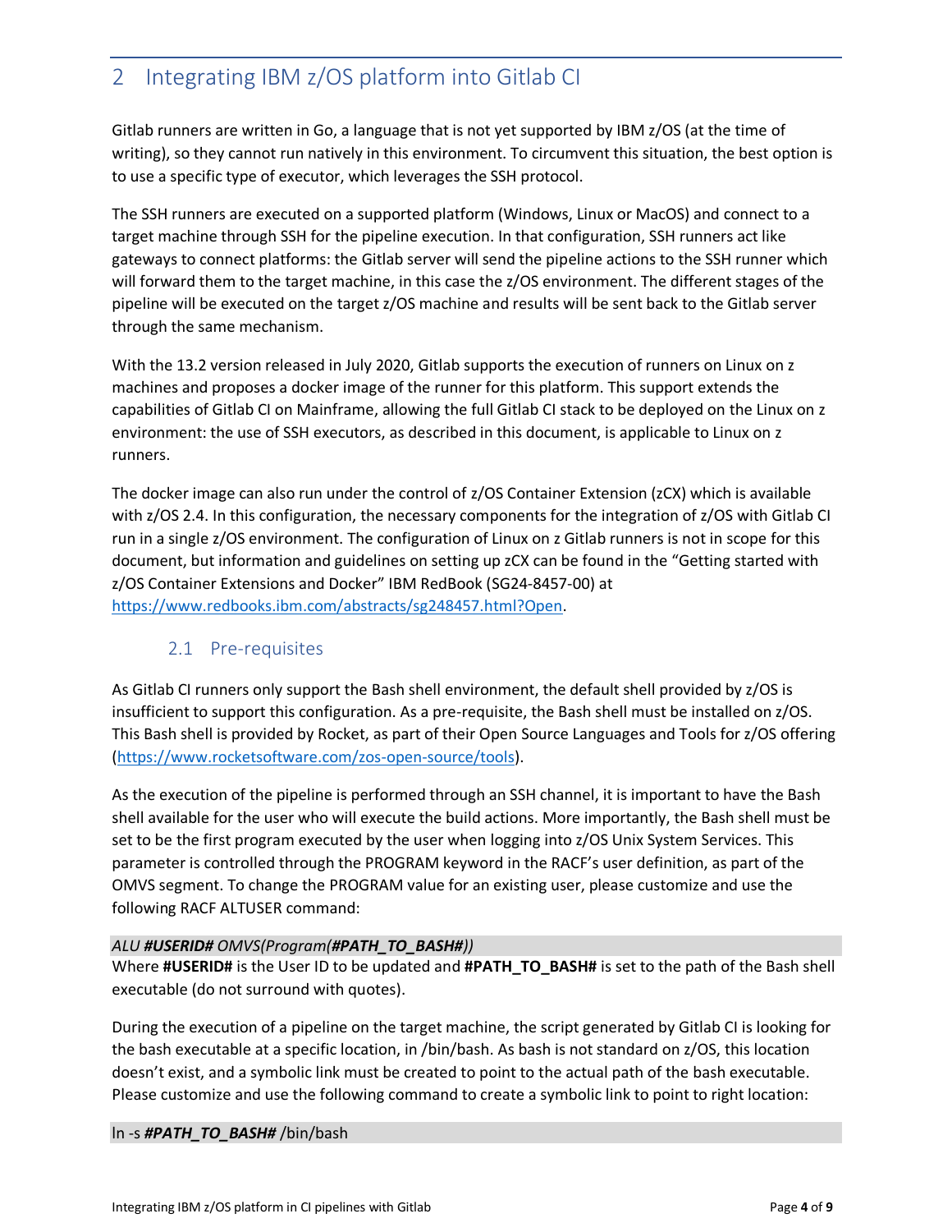# 2 Integrating IBM z/OS platform into Gitlab CI

Gitlab runners are written in Go, a language that is not yet supported by IBM z/OS (at the time of writing), so they cannot run natively in this environment. To circumvent this situation, the best option is to use a specific type of executor, which leverages the SSH protocol.

The SSH runners are executed on a supported platform (Windows, Linux or MacOS) and connect to a target machine through SSH for the pipeline execution. In that configuration, SSH runners act like gateways to connect platforms: the Gitlab server will send the pipeline actions to the SSH runner which will forward them to the target machine, in this case the z/OS environment. The different stages of the pipeline will be executed on the target z/OS machine and results will be sent back to the Gitlab server through the same mechanism.

With the 13.2 version released in July 2020, Gitlab supports the execution of runners on Linux on z machines and proposes a docker image of the runner for this platform. This support extends the capabilities of Gitlab CI on Mainframe, allowing the full Gitlab CI stack to be deployed on the Linux on z environment: the use of SSH executors, as described in this document, is applicable to Linux on z runners.

The docker image can also run under the control of z/OS Container Extension (zCX) which is available with z/OS 2.4. In this configuration, the necessary components for the integration of z/OS with Gitlab CI run in a single z/OS environment. The configuration of Linux on z Gitlab runners is not in scope for this document, but information and guidelines on setting up zCX can be found in the "Getting started with z/OS Container Extensions and Docker" IBM RedBook (SG24-8457-00) at [https://www.redbooks.ibm.com/abstracts/sg248457.html?Open](https://www.redbooks.ibm.com/abstracts/sg248457.html?Open).

## 2.1 Pre-requisites

As Gitlab CI runners only support the Bash shell environment, the default shell provided by z/OS is insufficient to support this configuration. As a pre-requisite, the Bash shell must be installed on z/OS. This Bash shell is provided by Rocket, as part of their Open Source Languages and Tools for z/OS offering ([https://www.rocketsoftware.com/zos-open-source/tools](https://www.rocketsoftware.com/zos-open-source/tools)).

As the execution of the pipeline is performed through an SSH channel, it is important to have the Bash shell available for the user who will execute the build actions. More importantly, the Bash shell must be set to be the first program executed by the user when logging into z/OS Unix System Services. This parameter is controlled through the PROGRAM keyword in the RACF's user definition, as part of the OMVS segment. To change the PROGRAM value for an existing user, please customize and use the following RACF ALTUSER command:

```
ALU #USERID# OMVS(Program(#PATH_TO_BASH#))
```

Where **#USERID#** is the User ID to be updated and **#PATH_TO_BASH#** is set to the path of the Bash shell executable (do not surround with quotes).

During the execution of a pipeline on the target machine, the script generated by Gitlab CI is looking for the bash executable at a specific location, in /bin/bash. As bash is not standard on z/OS, this location doesn't exist, and a symbolic link must be created to point to the actual path of the bash executable. Please customize and use the following command to create a symbolic link to point to right location:

```
ln -s #PATH_TO_BASH# /bin/bash
```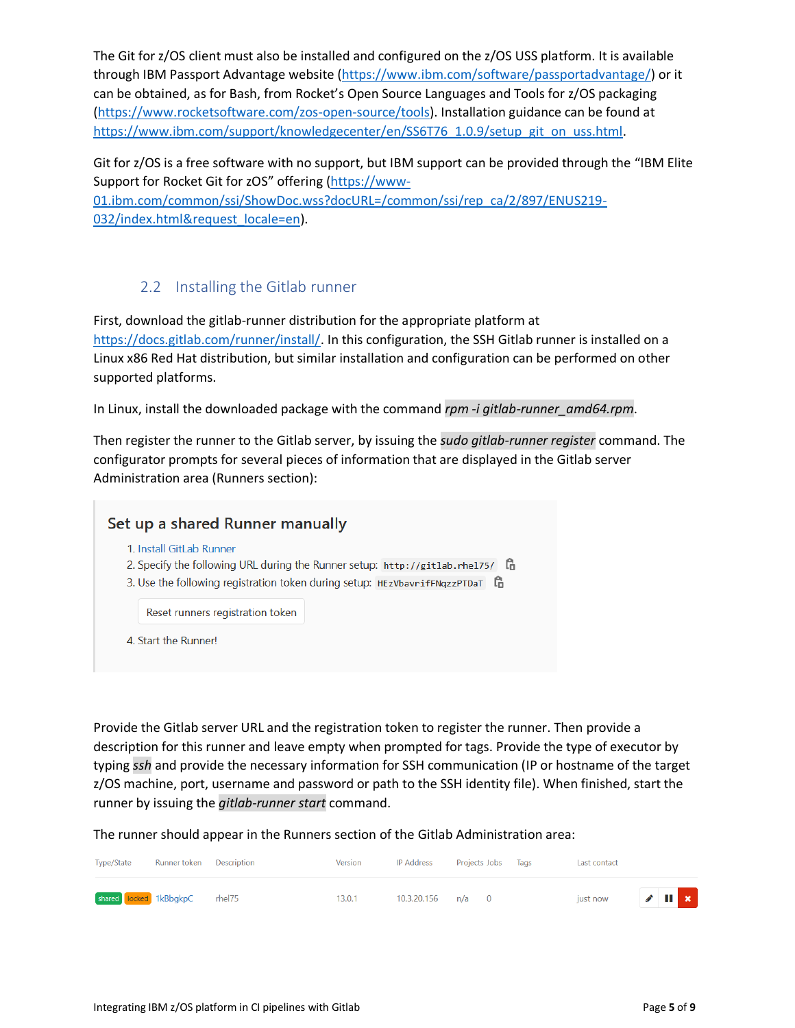The Git for z/OS client must also be installed and configured on the z/OS USS platform. It is available through IBM Passport Advantage website (https://www.ibm.com/software/passportadvantage/) or it can be obtained, as for Bash, from Rocket's Open Source Languages and Tools for z/OS packaging (https://www.rocketsoftware.com/zos-open-source/tools). Installation guidance can be found at https://www.ibm.com/support/knowledgecenter/en/SS6T76_1.0.9/setup_git_on_uss.html.

Git for z/OS is a free software with no support, but IBM support can be provided through the "IBM Elite Support for Rocket Git for zOS" offering (https://www-01.ibm.com/common/ssi/ShowDoc.wss?docURL=/common/ssi/rep_ca/2/897/ENUS219-032/index.html&request_locale=en).

## 2.2 Installing the Gitlab runner

First, download the gitlab-runner distribution for the appropriate platform at https://docs.gitlab.com/runner/install/. In this configuration, the SSH Gitlab runner is installed on a Linux x86 Red Hat distribution, but similar installation and configuration can be performed on other supported platforms.

In Linux, install the downloaded package with the command *rpm -i gitlab-runner_amd64.rpm*.

Then register the runner to the Gitlab server, by issuing the *sudo gitlab-runner register* command. The configurator prompts for several pieces of information that are displayed in the Gitlab server Administration area (Runners section):

> **Set up a shared Runner manually**
>
> 1. Install GitLab Runner
> 2. Specify the following URL during the Runner setup: `http://gitlab.rhel75/`
> 3. Use the following registration token during setup: `HEzVbavrifFNqzzPTDaT`
>
>    Reset runners registration token
>
> 4. Start the Runner!

Provide the Gitlab server URL and the registration token to register the runner. Then provide a description for this runner and leave empty when prompted for tags. Provide the type of executor by typing *ssh* and provide the necessary information for SSH communication (IP or hostname of the target z/OS machine, port, username and password or path to the SSH identity file). When finished, start the runner by issuing the *gitlab-runner start* command.

The runner should appear in the Runners section of the Gitlab Administration area:

| Type/State | Runner token | Description | Version | IP Address | Projects | Jobs | Tags | Last contact |
|---|---|---|---|---|---|---|---|---|
| shared locked | 1kBbgkpC | rhel75 | 13.0.1 | 10.3.20.156 | n/a | 0 | | just now |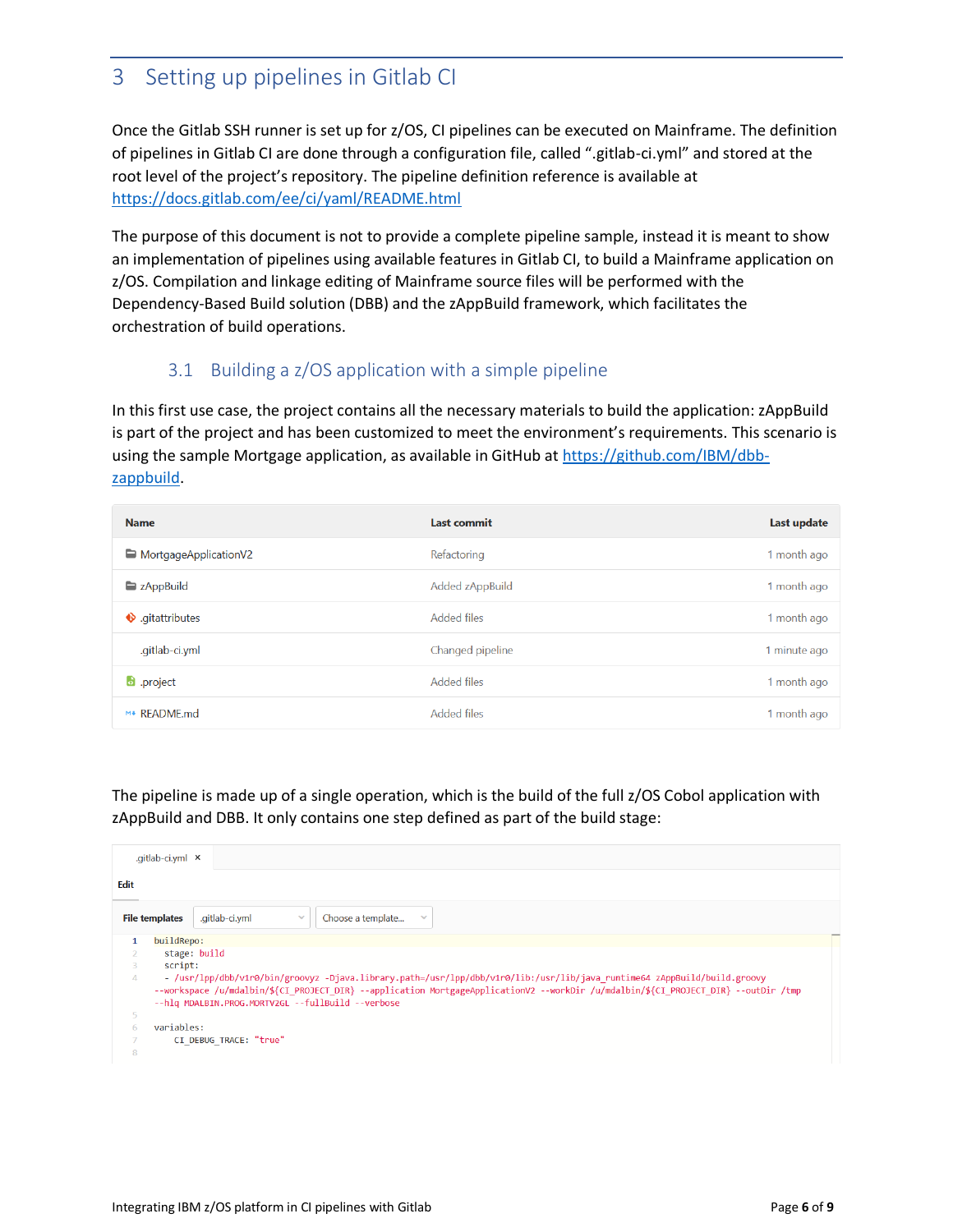# 3 Setting up pipelines in Gitlab CI

Once the Gitlab SSH runner is set up for z/OS, CI pipelines can be executed on Mainframe. The definition of pipelines in Gitlab CI are done through a configuration file, called ".gitlab-ci.yml" and stored at the root level of the project's repository. The pipeline definition reference is available at https://docs.gitlab.com/ee/ci/yaml/README.html

The purpose of this document is not to provide a complete pipeline sample, instead it is meant to show an implementation of pipelines using available features in Gitlab CI, to build a Mainframe application on z/OS. Compilation and linkage editing of Mainframe source files will be performed with the Dependency-Based Build solution (DBB) and the zAppBuild framework, which facilitates the orchestration of build operations.

## 3.1 Building a z/OS application with a simple pipeline

In this first use case, the project contains all the necessary materials to build the application: zAppBuild is part of the project and has been customized to meet the environment's requirements. This scenario is using the sample Mortgage application, as available in GitHub at https://github.com/IBM/dbb-zappbuild.

| Name | Last commit | Last update |
|---|---|---|
| MortgageApplicationV2 | Refactoring | 1 month ago |
| zAppBuild | Added zAppBuild | 1 month ago |
| .gitattributes | Added files | 1 month ago |
| .gitlab-ci.yml | Changed pipeline | 1 minute ago |
| .project | Added files | 1 month ago |
| README.md | Added files | 1 month ago |

The pipeline is made up of a single operation, which is the build of the full z/OS Cobol application with zAppBuild and DBB. It only contains one step defined as part of the build stage:

```
buildRepo:
  stage: build
  script:
  - /usr/lpp/dbb/v1r0/bin/groovyz -Djava.library.path=/usr/lpp/dbb/v1r0/lib:/usr/lib/java_runtime64 zAppBuild/build.groovy
--workspace /u/mdalbin/${CI_PROJECT_DIR} --application MortgageApplicationV2 --workDir /u/mdalbin/${CI_PROJECT_DIR} --outDir /tmp
--hlq MDALBIN.PROG.MORTV2GL --fullBuild --verbose

variables:
    CI_DEBUG_TRACE: "true"
```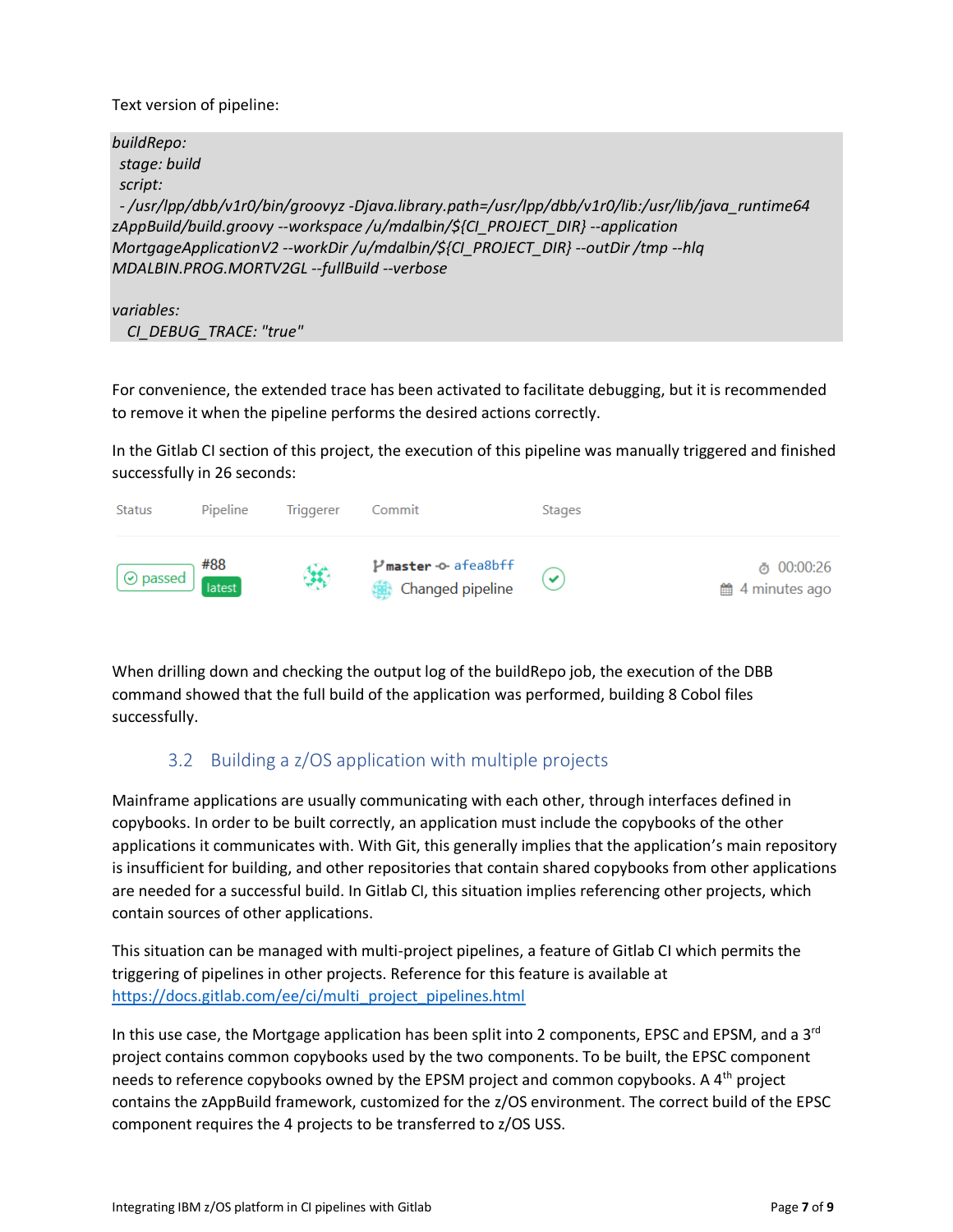Text version of pipeline:

```
buildRepo:
  stage: build
  script:
  - /usr/lpp/dbb/v1r0/bin/groovyz -Djava.library.path=/usr/lpp/dbb/v1r0/lib:/usr/lib/java_runtime64 zAppBuild/build.groovy --workspace /u/mdalbin/${CI_PROJECT_DIR} --application MortgageApplicationV2 --workDir /u/mdalbin/${CI_PROJECT_DIR} --outDir /tmp --hlq MDALBIN.PROG.MORTV2GL --fullBuild --verbose

variables:
   CI_DEBUG_TRACE: "true"
```

For convenience, the extended trace has been activated to facilitate debugging, but it is recommended to remove it when the pipeline performs the desired actions correctly.

In the Gitlab CI section of this project, the execution of this pipeline was manually triggered and finished successfully in 26 seconds:

| Status | Pipeline | Triggerer | Commit | Stages | |
|---|---|---|---|---|---|
| passed | #88 latest | | master afea8bff Changed pipeline | ✓ | 00:00:26 4 minutes ago |

When drilling down and checking the output log of the buildRepo job, the execution of the DBB command showed that the full build of the application was performed, building 8 Cobol files successfully.

### 3.2 Building a z/OS application with multiple projects

Mainframe applications are usually communicating with each other, through interfaces defined in copybooks. In order to be built correctly, an application must include the copybooks of the other applications it communicates with. With Git, this generally implies that the application's main repository is insufficient for building, and other repositories that contain shared copybooks from other applications are needed for a successful build. In Gitlab CI, this situation implies referencing other projects, which contain sources of other applications.

This situation can be managed with multi-project pipelines, a feature of Gitlab CI which permits the triggering of pipelines in other projects. Reference for this feature is available at https://docs.gitlab.com/ee/ci/multi_project_pipelines.html

In this use case, the Mortgage application has been split into 2 components, EPSC and EPSM, and a 3rd project contains common copybooks used by the two components. To be built, the EPSC component needs to reference copybooks owned by the EPSM project and common copybooks. A 4th project contains the zAppBuild framework, customized for the z/OS environment. The correct build of the EPSC component requires the 4 projects to be transferred to z/OS USS.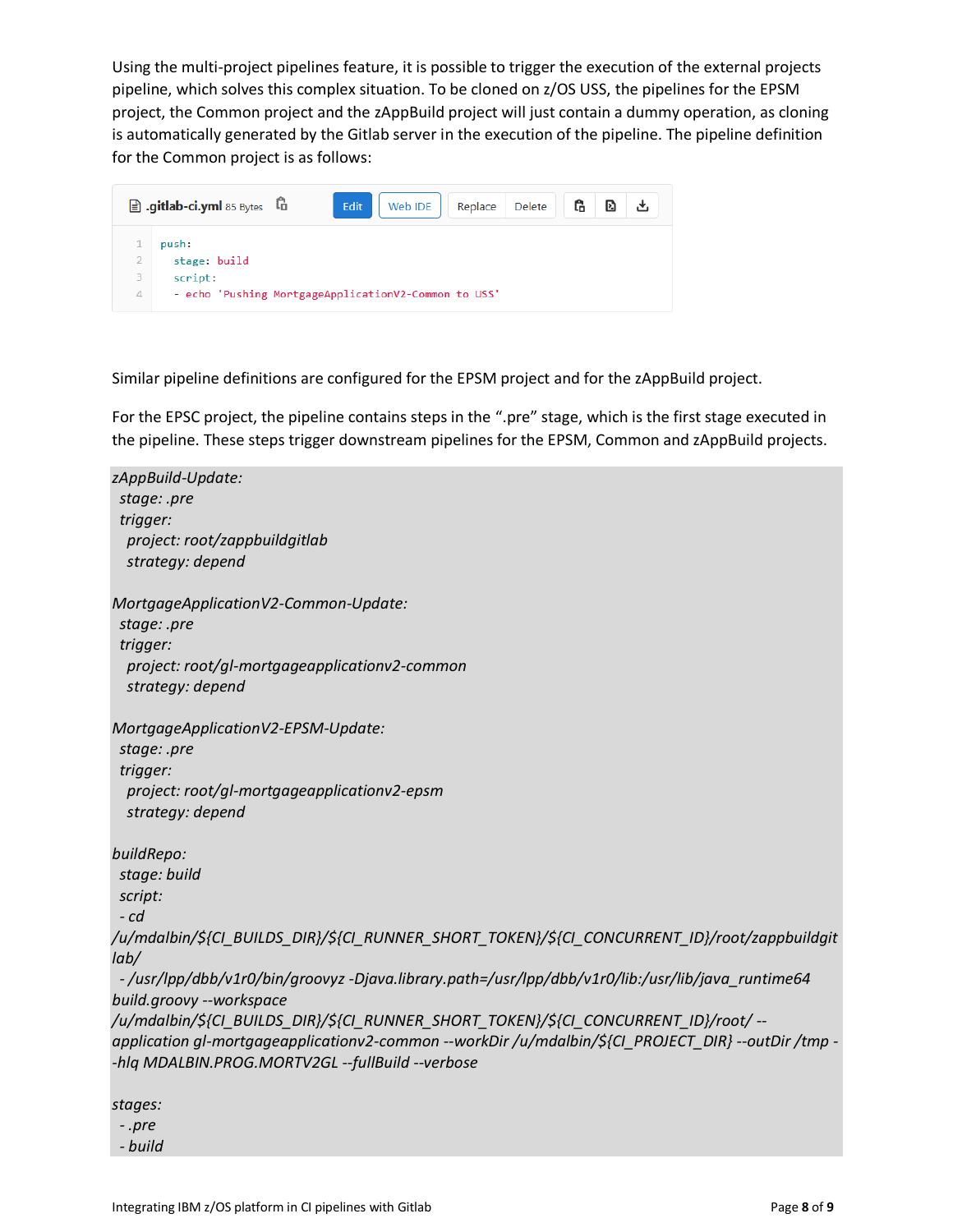Using the multi-project pipelines feature, it is possible to trigger the execution of the external projects pipeline, which solves this complex situation. To be cloned on z/OS USS, the pipelines for the EPSM project, the Common project and the zAppBuild project will just contain a dummy operation, as cloning is automatically generated by the Gitlab server in the execution of the pipeline. The pipeline definition for the Common project is as follows:

.gitlab-ci.yml 85 Bytes

```
push:
  stage: build
  script:
  - echo 'Pushing MortgageApplicationV2-Common to USS'
```

Similar pipeline definitions are configured for the EPSM project and for the zAppBuild project.

For the EPSC project, the pipeline contains steps in the ".pre" stage, which is the first stage executed in the pipeline. These steps trigger downstream pipelines for the EPSM, Common and zAppBuild projects.

```
zAppBuild-Update:
  stage: .pre
  trigger:
    project: root/zappbuildgitlab
    strategy: depend

MortgageApplicationV2-Common-Update:
  stage: .pre
  trigger:
    project: root/gl-mortgageapplicationv2-common
    strategy: depend

MortgageApplicationV2-EPSM-Update:
  stage: .pre
  trigger:
    project: root/gl-mortgageapplicationv2-epsm
    strategy: depend

buildRepo:
  stage: build
  script:
  - cd /u/mdalbin/${CI_BUILDS_DIR}/${CI_RUNNER_SHORT_TOKEN}/${CI_CONCURRENT_ID}/root/zappbuildgitlab/
  - /usr/lpp/dbb/v1r0/bin/groovyz -Djava.library.path=/usr/lpp/dbb/v1r0/lib:/usr/lib/java_runtime64 build.groovy --workspace /u/mdalbin/${CI_BUILDS_DIR}/${CI_RUNNER_SHORT_TOKEN}/${CI_CONCURRENT_ID}/root/ --application gl-mortgageapplicationv2-common --workDir /u/mdalbin/${CI_PROJECT_DIR} --outDir /tmp --hlq MDALBIN.PROG.MORTV2GL --fullBuild --verbose

stages:
  - .pre
  - build
```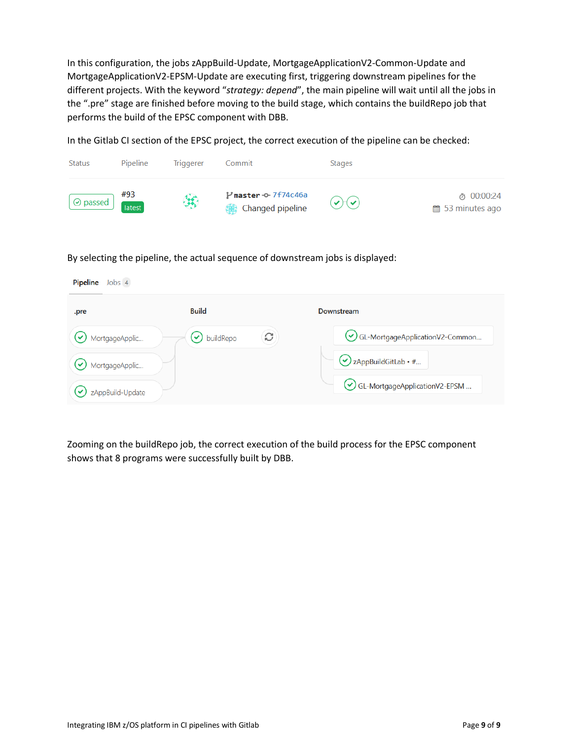In this configuration, the jobs zAppBuild-Update, MortgageApplicationV2-Common-Update and MortgageApplicationV2-EPSM-Update are executing first, triggering downstream pipelines for the different projects. With the keyword “*strategy: depend*”, the main pipeline will wait until all the jobs in the “.pre” stage are finished before moving to the build stage, which contains the buildRepo job that performs the build of the EPSC component with DBB.

In the Gitlab CI section of the EPSC project, the correct execution of the pipeline can be checked:

| Status | Pipeline | Triggerer | Commit | Stages | |
|---|---|---|---|---|---|
| passed | #93 latest | | master 7f74c46a Changed pipeline | | 00:00:24 53 minutes ago |

By selecting the pipeline, the actual sequence of downstream jobs is displayed:

Pipeline Jobs 4

.pre
MortgageApplic...
MortgageApplic...
zAppBuild-Update

Build
buildRepo

Downstream
GL-MortgageApplicationV2-Common...
zAppBuildGitLab • #...
GL-MortgageApplicationV2-EPSM ...

Zooming on the buildRepo job, the correct execution of the build process for the EPSC component shows that 8 programs were successfully built by DBB.